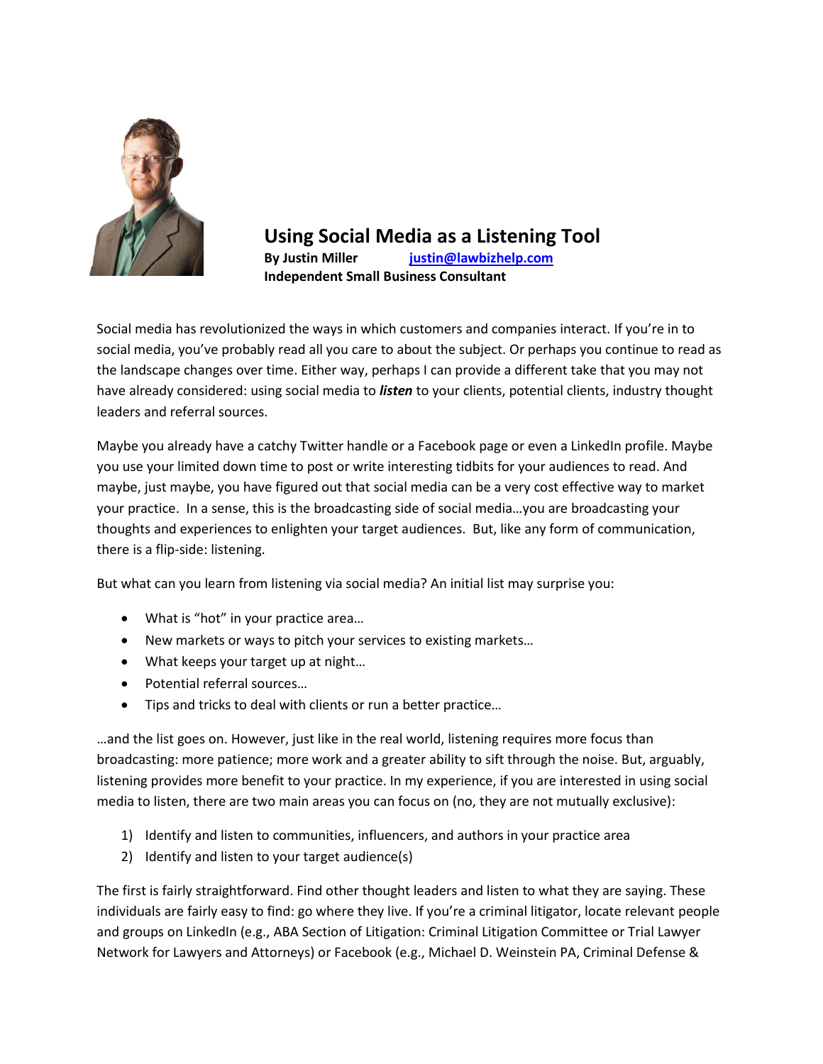# Using Social Media as a Listening Tool

**By Justin Miller** [justin@lawbizhelp.com](mailto:justin@lawbizhelp.com)
**Independent Small Business Consultant**

Social media has revolutionized the ways in which customers and companies interact. If you're in to social media, you've probably read all you care to about the subject. Or perhaps you continue to read as the landscape changes over time. Either way, perhaps I can provide a different take that you may not have already considered: using social media to ***listen*** to your clients, potential clients, industry thought leaders and referral sources.

Maybe you already have a catchy Twitter handle or a Facebook page or even a LinkedIn profile. Maybe you use your limited down time to post or write interesting tidbits for your audiences to read. And maybe, just maybe, you have figured out that social media can be a very cost effective way to market your practice. In a sense, this is the broadcasting side of social media…you are broadcasting your thoughts and experiences to enlighten your target audiences. But, like any form of communication, there is a flip-side: listening.

But what can you learn from listening via social media? An initial list may surprise you:

- What is "hot" in your practice area…
- New markets or ways to pitch your services to existing markets…
- What keeps your target up at night…
- Potential referral sources…
- Tips and tricks to deal with clients or run a better practice…

…and the list goes on. However, just like in the real world, listening requires more focus than broadcasting: more patience; more work and a greater ability to sift through the noise. But, arguably, listening provides more benefit to your practice. In my experience, if you are interested in using social media to listen, there are two main areas you can focus on (no, they are not mutually exclusive):

1) Identify and listen to communities, influencers, and authors in your practice area
2) Identify and listen to your target audience(s)

The first is fairly straightforward. Find other thought leaders and listen to what they are saying. These individuals are fairly easy to find: go where they live. If you're a criminal litigator, locate relevant people and groups on LinkedIn (e.g., ABA Section of Litigation: Criminal Litigation Committee or Trial Lawyer Network for Lawyers and Attorneys) or Facebook (e.g., Michael D. Weinstein PA, Criminal Defense &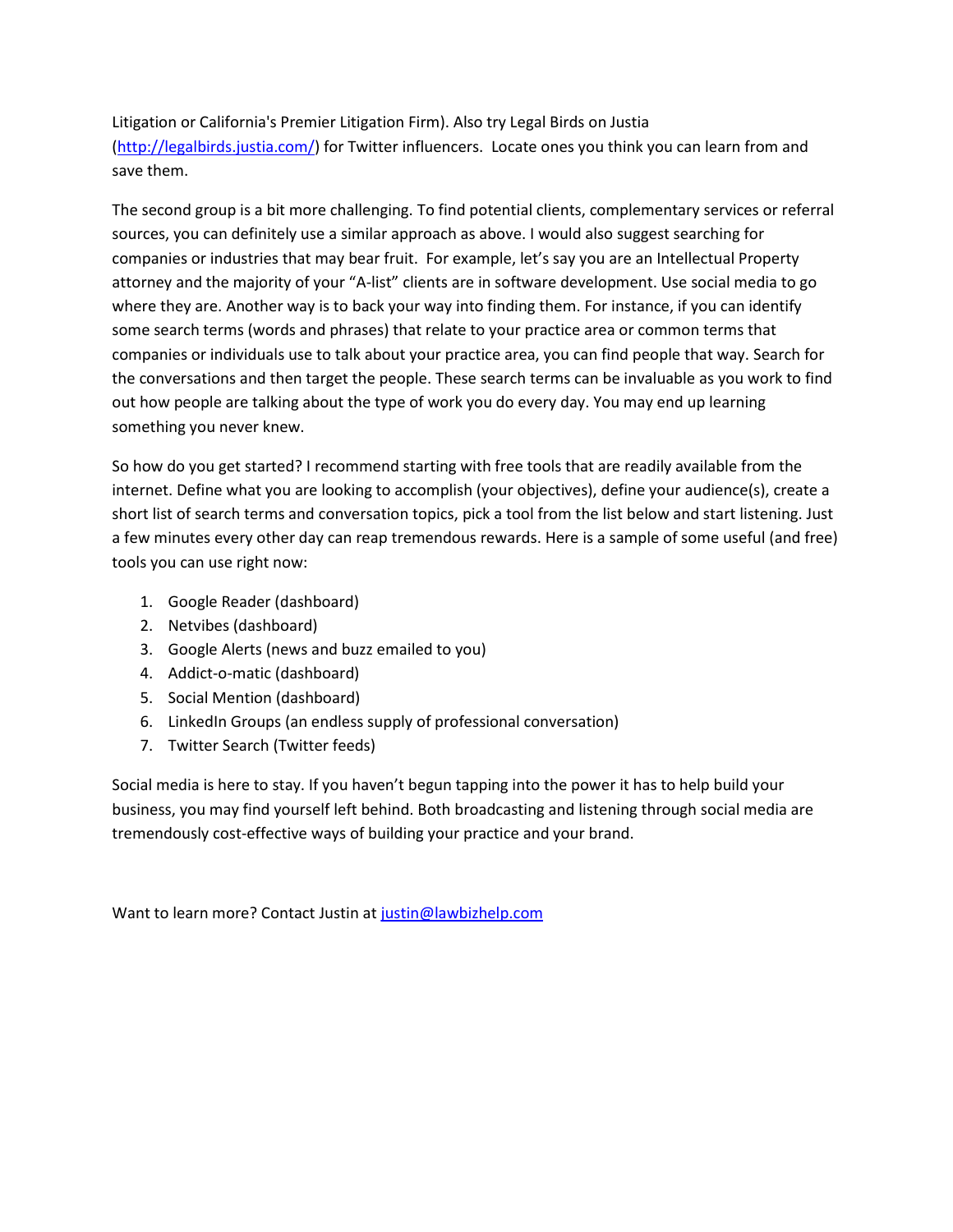Litigation or California's Premier Litigation Firm). Also try Legal Birds on Justia (http://legalbirds.justia.com/) for Twitter influencers. Locate ones you think you can learn from and save them.

The second group is a bit more challenging. To find potential clients, complementary services or referral sources, you can definitely use a similar approach as above. I would also suggest searching for companies or industries that may bear fruit. For example, let's say you are an Intellectual Property attorney and the majority of your "A-list" clients are in software development. Use social media to go where they are. Another way is to back your way into finding them. For instance, if you can identify some search terms (words and phrases) that relate to your practice area or common terms that companies or individuals use to talk about your practice area, you can find people that way. Search for the conversations and then target the people. These search terms can be invaluable as you work to find out how people are talking about the type of work you do every day. You may end up learning something you never knew.

So how do you get started? I recommend starting with free tools that are readily available from the internet. Define what you are looking to accomplish (your objectives), define your audience(s), create a short list of search terms and conversation topics, pick a tool from the list below and start listening. Just a few minutes every other day can reap tremendous rewards. Here is a sample of some useful (and free) tools you can use right now:

1. Google Reader (dashboard)
2. Netvibes (dashboard)
3. Google Alerts (news and buzz emailed to you)
4. Addict-o-matic (dashboard)
5. Social Mention (dashboard)
6. LinkedIn Groups (an endless supply of professional conversation)
7. Twitter Search (Twitter feeds)

Social media is here to stay. If you haven't begun tapping into the power it has to help build your business, you may find yourself left behind. Both broadcasting and listening through social media are tremendously cost-effective ways of building your practice and your brand.

Want to learn more? Contact Justin at justin@lawbizhelp.com